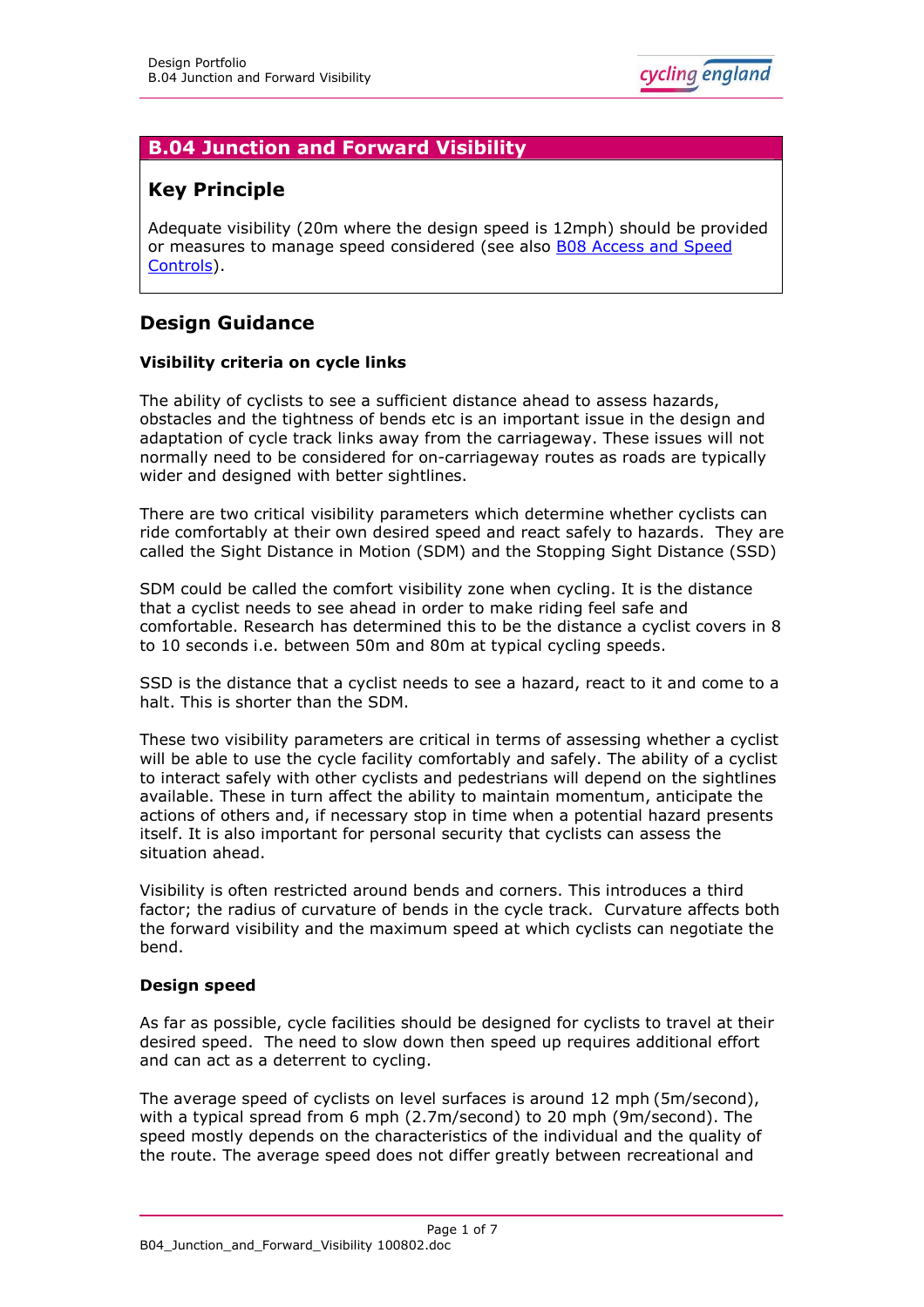## B.04 Junction and Forward Visibility

### Key Principle

Adequate visibility (20m where the design speed is 12mph) should be provided or measures to manage speed considered (see also B08 Access and Speed Controls).

## Design Guidance

**Visibility criteria on cycle links**

The ability of cyclists to see a sufficient distance ahead to assess hazards, obstacles and the tightness of bends etc is an important issue in the design and adaptation of cycle track links away from the carriageway. These issues will not normally need to be considered for on-carriageway routes as roads are typically wider and designed with better sightlines.

There are two critical visibility parameters which determine whether cyclists can ride comfortably at their own desired speed and react safely to hazards. They are called the Sight Distance in Motion (SDM) and the Stopping Sight Distance (SSD)

SDM could be called the comfort visibility zone when cycling. It is the distance that a cyclist needs to see ahead in order to make riding feel safe and comfortable. Research has determined this to be the distance a cyclist covers in 8 to 10 seconds i.e. between 50m and 80m at typical cycling speeds.

SSD is the distance that a cyclist needs to see a hazard, react to it and come to a halt. This is shorter than the SDM.

These two visibility parameters are critical in terms of assessing whether a cyclist will be able to use the cycle facility comfortably and safely. The ability of a cyclist to interact safely with other cyclists and pedestrians will depend on the sightlines available. These in turn affect the ability to maintain momentum, anticipate the actions of others and, if necessary stop in time when a potential hazard presents itself. It is also important for personal security that cyclists can assess the situation ahead.

Visibility is often restricted around bends and corners. This introduces a third factor; the radius of curvature of bends in the cycle track. Curvature affects both the forward visibility and the maximum speed at which cyclists can negotiate the bend.

**Design speed**

As far as possible, cycle facilities should be designed for cyclists to travel at their desired speed. The need to slow down then speed up requires additional effort and can act as a deterrent to cycling.

The average speed of cyclists on level surfaces is around 12 mph (5m/second), with a typical spread from 6 mph (2.7m/second) to 20 mph (9m/second). The speed mostly depends on the characteristics of the individual and the quality of the route. The average speed does not differ greatly between recreational and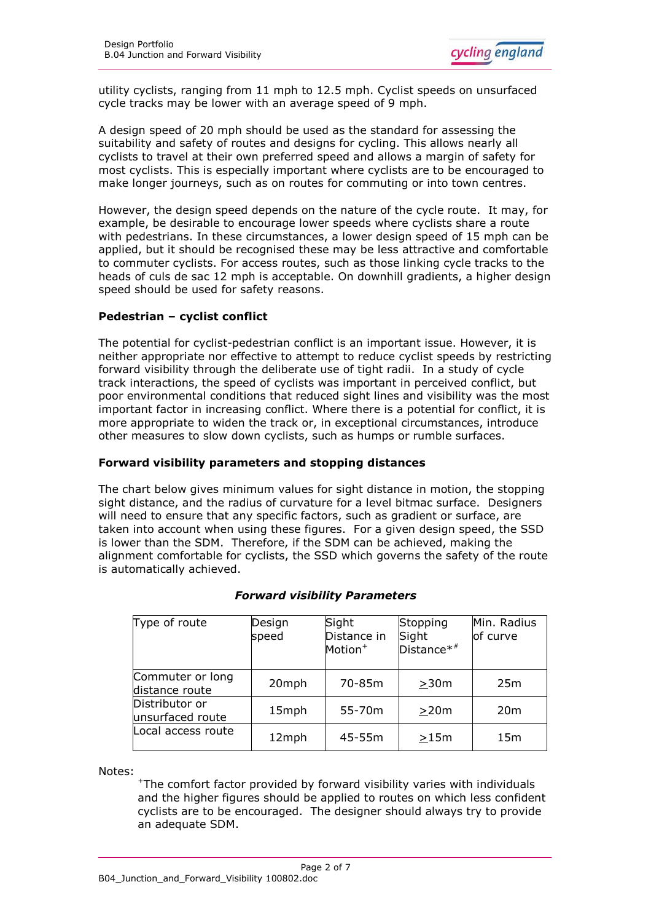utility cyclists, ranging from 11 mph to 12.5 mph. Cyclist speeds on unsurfaced cycle tracks may be lower with an average speed of 9 mph.

A design speed of 20 mph should be used as the standard for assessing the suitability and safety of routes and designs for cycling. This allows nearly all cyclists to travel at their own preferred speed and allows a margin of safety for most cyclists. This is especially important where cyclists are to be encouraged to make longer journeys, such as on routes for commuting or into town centres.

However, the design speed depends on the nature of the cycle route. It may, for example, be desirable to encourage lower speeds where cyclists share a route with pedestrians. In these circumstances, a lower design speed of 15 mph can be applied, but it should be recognised these may be less attractive and comfortable to commuter cyclists. For access routes, such as those linking cycle tracks to the heads of culs de sac 12 mph is acceptable. On downhill gradients, a higher design speed should be used for safety reasons.

**Pedestrian – cyclist conflict**

The potential for cyclist-pedestrian conflict is an important issue. However, it is neither appropriate nor effective to attempt to reduce cyclist speeds by restricting forward visibility through the deliberate use of tight radii. In a study of cycle track interactions, the speed of cyclists was important in perceived conflict, but poor environmental conditions that reduced sight lines and visibility was the most important factor in increasing conflict. Where there is a potential for conflict, it is more appropriate to widen the track or, in exceptional circumstances, introduce other measures to slow down cyclists, such as humps or rumble surfaces.

**Forward visibility parameters and stopping distances**

The chart below gives minimum values for sight distance in motion, the stopping sight distance, and the radius of curvature for a level bitmac surface. Designers will need to ensure that any specific factors, such as gradient or surface, are taken into account when using these figures. For a given design speed, the SSD is lower than the SDM. Therefore, if the SDM can be achieved, making the alignment comfortable for cyclists, the SSD which governs the safety of the route is automatically achieved.

***Forward visibility Parameters***

| Type of route | Design speed | Sight Distance in Motion$^{+}$ | Stopping Sight Distance$^{*\#}$ | Min. Radius of curve |
|---|---|---|---|---|
| Commuter or long distance route | 20mph | 70-85m | ≥30m | 25m |
| Distributor or unsurfaced route | 15mph | 55-70m | ≥20m | 20m |
| Local access route | 12mph | 45-55m | ≥15m | 15m |

Notes:

$^{+}$The comfort factor provided by forward visibility varies with individuals and the higher figures should be applied to routes on which less confident cyclists are to be encouraged. The designer should always try to provide an adequate SDM.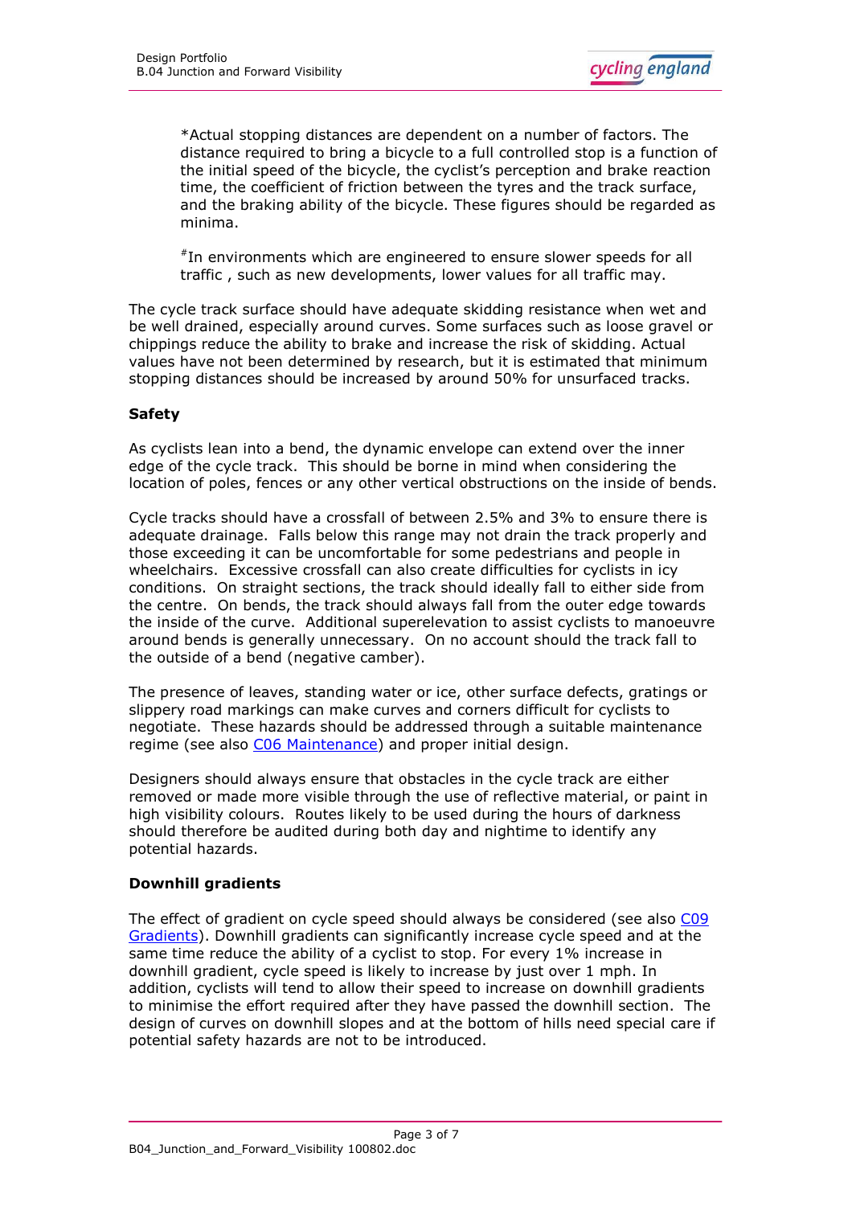*Actual stopping distances are dependent on a number of factors. The distance required to bring a bicycle to a full controlled stop is a function of the initial speed of the bicycle, the cyclist's perception and brake reaction time, the coefficient of friction between the tyres and the track surface, and the braking ability of the bicycle. These figures should be regarded as minima.

#In environments which are engineered to ensure slower speeds for all traffic , such as new developments, lower values for all traffic may.

The cycle track surface should have adequate skidding resistance when wet and be well drained, especially around curves. Some surfaces such as loose gravel or chippings reduce the ability to brake and increase the risk of skidding. Actual values have not been determined by research, but it is estimated that minimum stopping distances should be increased by around 50% for unsurfaced tracks.

**Safety**

As cyclists lean into a bend, the dynamic envelope can extend over the inner edge of the cycle track. This should be borne in mind when considering the location of poles, fences or any other vertical obstructions on the inside of bends.

Cycle tracks should have a crossfall of between 2.5% and 3% to ensure there is adequate drainage. Falls below this range may not drain the track properly and those exceeding it can be uncomfortable for some pedestrians and people in wheelchairs. Excessive crossfall can also create difficulties for cyclists in icy conditions. On straight sections, the track should ideally fall to either side from the centre. On bends, the track should always fall from the outer edge towards the inside of the curve. Additional superelevation to assist cyclists to manoeuvre around bends is generally unnecessary. On no account should the track fall to the outside of a bend (negative camber).

The presence of leaves, standing water or ice, other surface defects, gratings or slippery road markings can make curves and corners difficult for cyclists to negotiate. These hazards should be addressed through a suitable maintenance regime (see also C06 Maintenance) and proper initial design.

Designers should always ensure that obstacles in the cycle track are either removed or made more visible through the use of reflective material, or paint in high visibility colours. Routes likely to be used during the hours of darkness should therefore be audited during both day and nighttime to identify any potential hazards.

**Downhill gradients**

The effect of gradient on cycle speed should always be considered (see also C09 Gradients). Downhill gradients can significantly increase cycle speed and at the same time reduce the ability of a cyclist to stop. For every 1% increase in downhill gradient, cycle speed is likely to increase by just over 1 mph. In addition, cyclists will tend to allow their speed to increase on downhill gradients to minimise the effort required after they have passed the downhill section. The design of curves on downhill slopes and at the bottom of hills need special care if potential safety hazards are not to be introduced.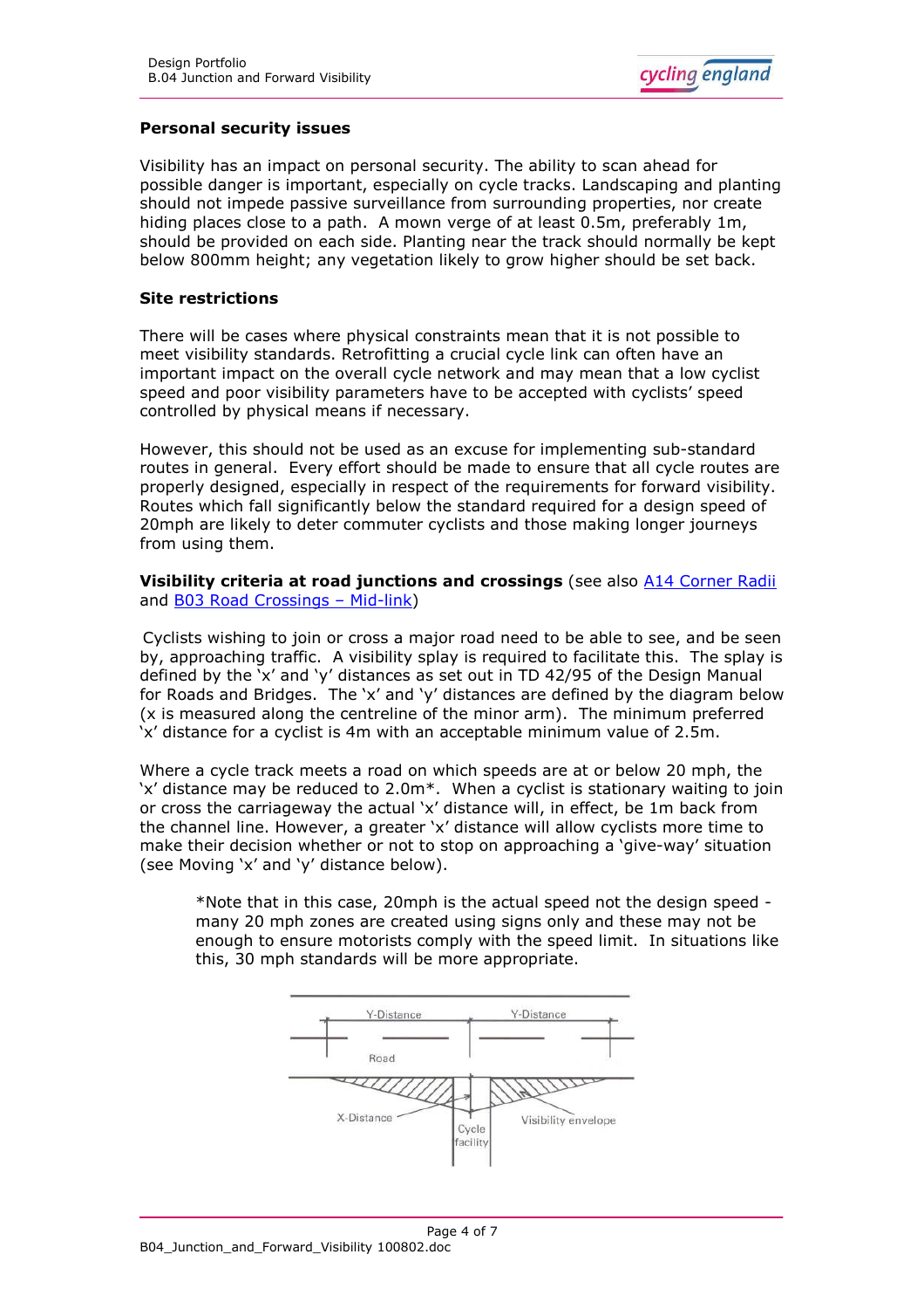**Personal security issues**

Visibility has an impact on personal security. The ability to scan ahead for possible danger is important, especially on cycle tracks. Landscaping and planting should not impede passive surveillance from surrounding properties, nor create hiding places close to a path. A mown verge of at least 0.5m, preferably 1m, should be provided on each side. Planting near the track should normally be kept below 800mm height; any vegetation likely to grow higher should be set back.

**Site restrictions**

There will be cases where physical constraints mean that it is not possible to meet visibility standards. Retrofitting a crucial cycle link can often have an important impact on the overall cycle network and may mean that a low cyclist speed and poor visibility parameters have to be accepted with cyclists' speed controlled by physical means if necessary.

However, this should not be used as an excuse for implementing sub-standard routes in general. Every effort should be made to ensure that all cycle routes are properly designed, especially in respect of the requirements for forward visibility. Routes which fall significantly below the standard required for a design speed of 20mph are likely to deter commuter cyclists and those making longer journeys from using them.

**Visibility criteria at road junctions and crossings** (see also [A14 Corner Radii]() and [B03 Road Crossings – Mid-link]())

Cyclists wishing to join or cross a major road need to be able to see, and be seen by, approaching traffic. A visibility splay is required to facilitate this. The splay is defined by the 'x' and 'y' distances as set out in TD 42/95 of the Design Manual for Roads and Bridges. The 'x' and 'y' distances are defined by the diagram below (x is measured along the centreline of the minor arm). The minimum preferred 'x' distance for a cyclist is 4m with an acceptable minimum value of 2.5m.

Where a cycle track meets a road on which speeds are at or below 20 mph, the 'x' distance may be reduced to 2.0m*. When a cyclist is stationary waiting to join or cross the carriageway the actual 'x' distance will, in effect, be 1m back from the channel line. However, a greater 'x' distance will allow cyclists more time to make their decision whether or not to stop on approaching a 'give-way' situation (see Moving 'x' and 'y' distance below).

> *Note that in this case, 20mph is the actual speed not the design speed - many 20 mph zones are created using signs only and these may not be enough to ensure motorists comply with the speed limit. In situations like this, 30 mph standards will be more appropriate.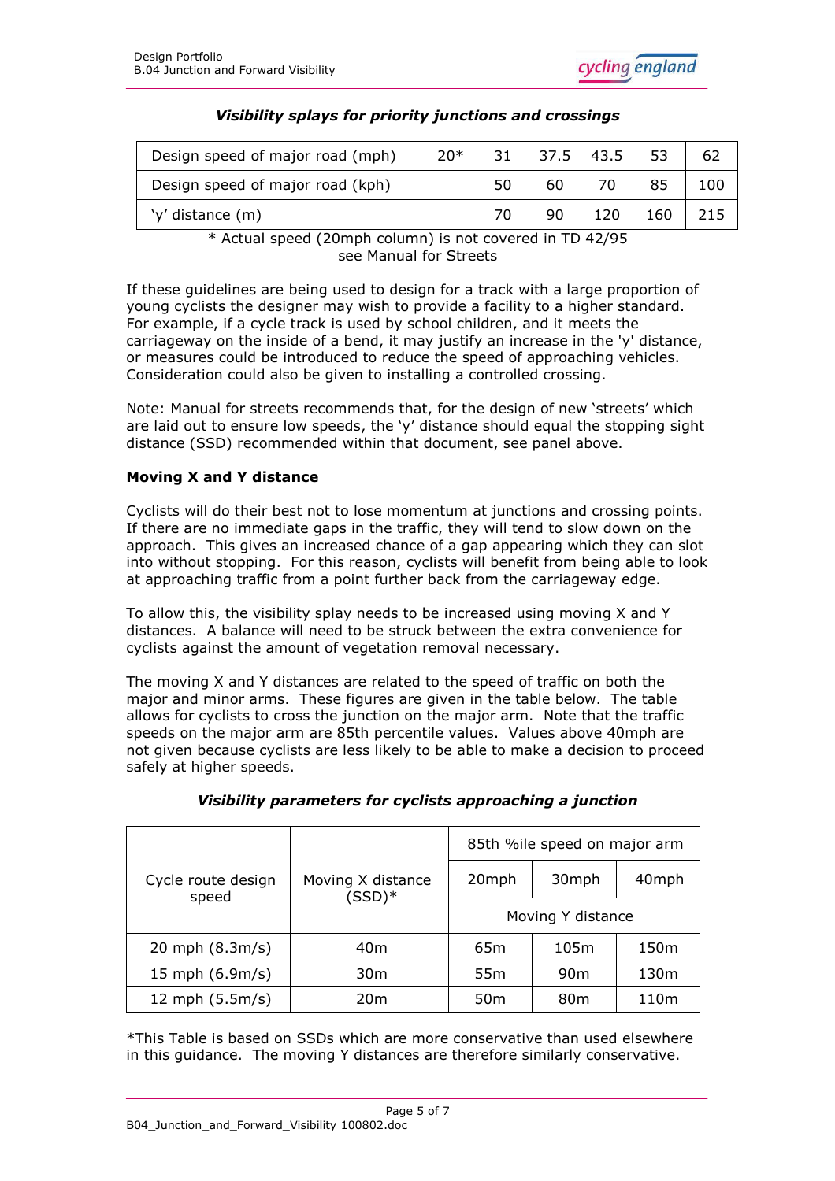***Visibility splays for priority junctions and crossings***

| Design speed of major road (mph) | 20* | 31 | 37.5 | 43.5 | 53 | 62 |
|---|---|---|---|---|---|---|
| Design speed of major road (kph) | | 50 | 60 | 70 | 85 | 100 |
| 'y' distance (m) | | 70 | 90 | 120 | 160 | 215 |

\* Actual speed (20mph column) is not covered in TD 42/95 see Manual for Streets

If these guidelines are being used to design for a track with a large proportion of young cyclists the designer may wish to provide a facility to a higher standard. For example, if a cycle track is used by school children, and it meets the carriageway on the inside of a bend, it may justify an increase in the 'y' distance, or measures could be introduced to reduce the speed of approaching vehicles. Consideration could also be given to installing a controlled crossing.

Note: Manual for streets recommends that, for the design of new 'streets' which are laid out to ensure low speeds, the 'y' distance should equal the stopping sight distance (SSD) recommended within that document, see panel above.

**Moving X and Y distance**

Cyclists will do their best not to lose momentum at junctions and crossing points. If there are no immediate gaps in the traffic, they will tend to slow down on the approach. This gives an increased chance of a gap appearing which they can slot into without stopping. For this reason, cyclists will benefit from being able to look at approaching traffic from a point further back from the carriageway edge.

To allow this, the visibility splay needs to be increased using moving X and Y distances. A balance will need to be struck between the extra convenience for cyclists against the amount of vegetation removal necessary.

The moving X and Y distances are related to the speed of traffic on both the major and minor arms. These figures are given in the table below. The table allows for cyclists to cross the junction on the major arm. Note that the traffic speeds on the major arm are 85th percentile values. Values above 40mph are not given because cyclists are less likely to be able to make a decision to proceed safely at higher speeds.

***Visibility parameters for cyclists approaching a junction***

| Cycle route design speed | Moving X distance (SSD)* | 85th %ile speed on major arm | | |
|---|---|---|---|---|
| | | 20mph | 30mph | 40mph |
| | | Moving Y distance | | |
| 20 mph (8.3m/s) | 40m | 65m | 105m | 150m |
| 15 mph (6.9m/s) | 30m | 55m | 90m | 130m |
| 12 mph (5.5m/s) | 20m | 50m | 80m | 110m |

\*This Table is based on SSDs which are more conservative than used elsewhere in this guidance. The moving Y distances are therefore similarly conservative.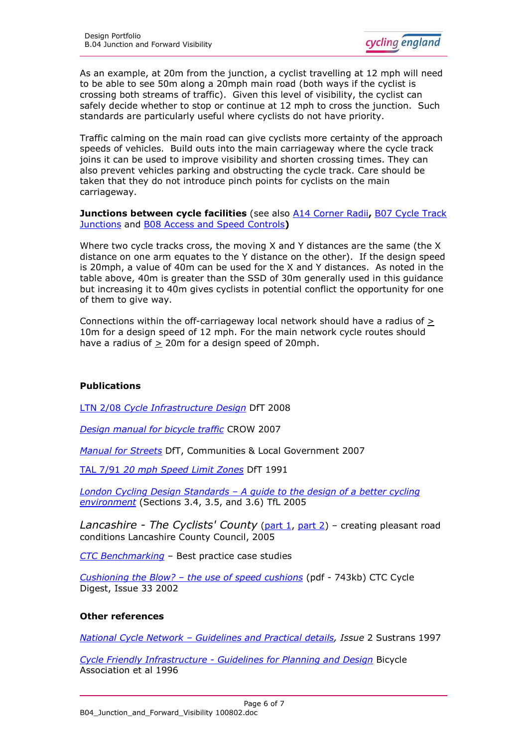As an example, at 20m from the junction, a cyclist travelling at 12 mph will need to be able to see 50m along a 20mph main road (both ways if the cyclist is crossing both streams of traffic). Given this level of visibility, the cyclist can safely decide whether to stop or continue at 12 mph to cross the junction. Such standards are particularly useful where cyclists do not have priority.

Traffic calming on the main road can give cyclists more certainty of the approach speeds of vehicles. Build outs into the main carriageway where the cycle track joins it can be used to improve visibility and shorten crossing times. They can also prevent vehicles parking and obstructing the cycle track. Care should be taken that they do not introduce pinch points for cyclists on the main carriageway.

**Junctions between cycle facilities** (see also A14 Corner Radii**,** B07 Cycle Track Junctions and B08 Access and Speed Controls**)**

Where two cycle tracks cross, the moving X and Y distances are the same (the X distance on one arm equates to the Y distance on the other). If the design speed is 20mph, a value of 40m can be used for the X and Y distances. As noted in the table above, 40m is greater than the SSD of 30m generally used in this guidance but increasing it to 40m gives cyclists in potential conflict the opportunity for one of them to give way.

Connections within the off-carriageway local network should have a radius of ≥ 10m for a design speed of 12 mph. For the main network cycle routes should have a radius of ≥ 20m for a design speed of 20mph.

**Publications**

LTN 2/08 *Cycle Infrastructure Design* DfT 2008

*Design manual for bicycle traffic* CROW 2007

*Manual for Streets* DfT, Communities & Local Government 2007

TAL 7/91 *20 mph Speed Limit Zones* DfT 1991

*London Cycling Design Standards – A guide to the design of a better cycling environment* (Sections 3.4, 3.5, and 3.6) TfL 2005

*Lancashire - The Cyclists' County* (part 1, part 2) – creating pleasant road conditions Lancashire County Council, 2005

*CTC Benchmarking* – Best practice case studies

*Cushioning the Blow? – the use of speed cushions* (pdf - 743kb) CTC Cycle Digest, Issue 33 2002

**Other references**

*National Cycle Network – Guidelines and Practical details, Issue* 2 Sustrans 1997

*Cycle Friendly Infrastructure - Guidelines for Planning and Design* Bicycle Association et al 1996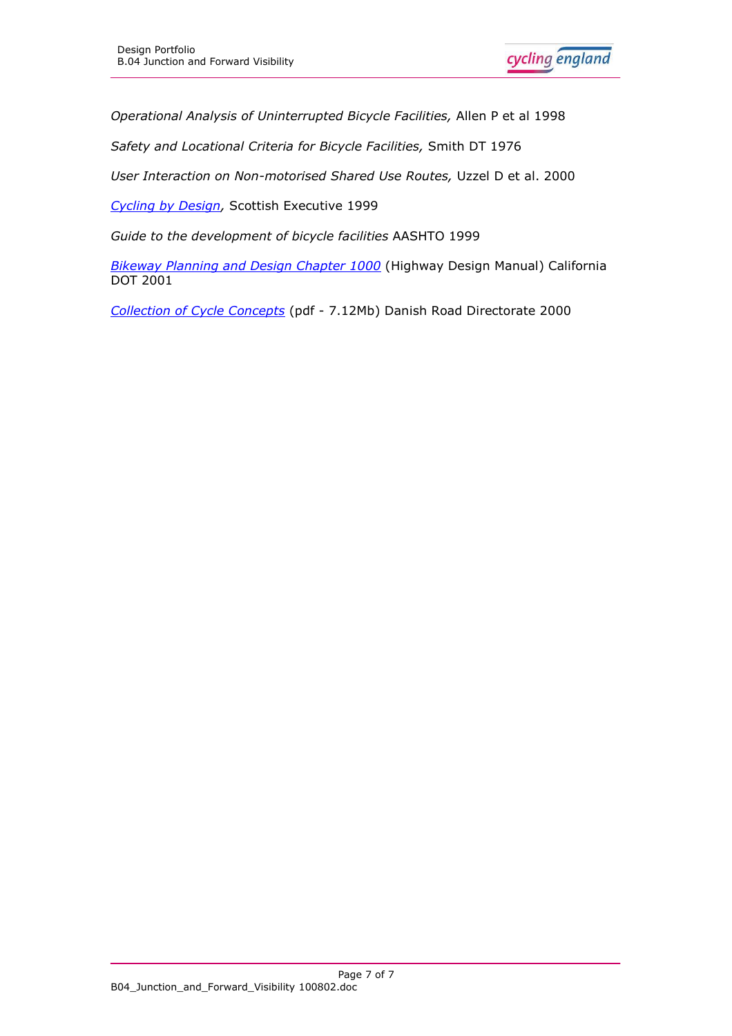*Operational Analysis of Uninterrupted Bicycle Facilities,* Allen P et al 1998

*Safety and Locational Criteria for Bicycle Facilities,* Smith DT 1976

*User Interaction on Non-motorised Shared Use Routes,* Uzzel D et al. 2000

*Cycling by Design*, Scottish Executive 1999

*Guide to the development of bicycle facilities* AASHTO 1999

*Bikeway Planning and Design Chapter 1000* (Highway Design Manual) California DOT 2001

*Collection of Cycle Concepts* (pdf - 7.12Mb) Danish Road Directorate 2000